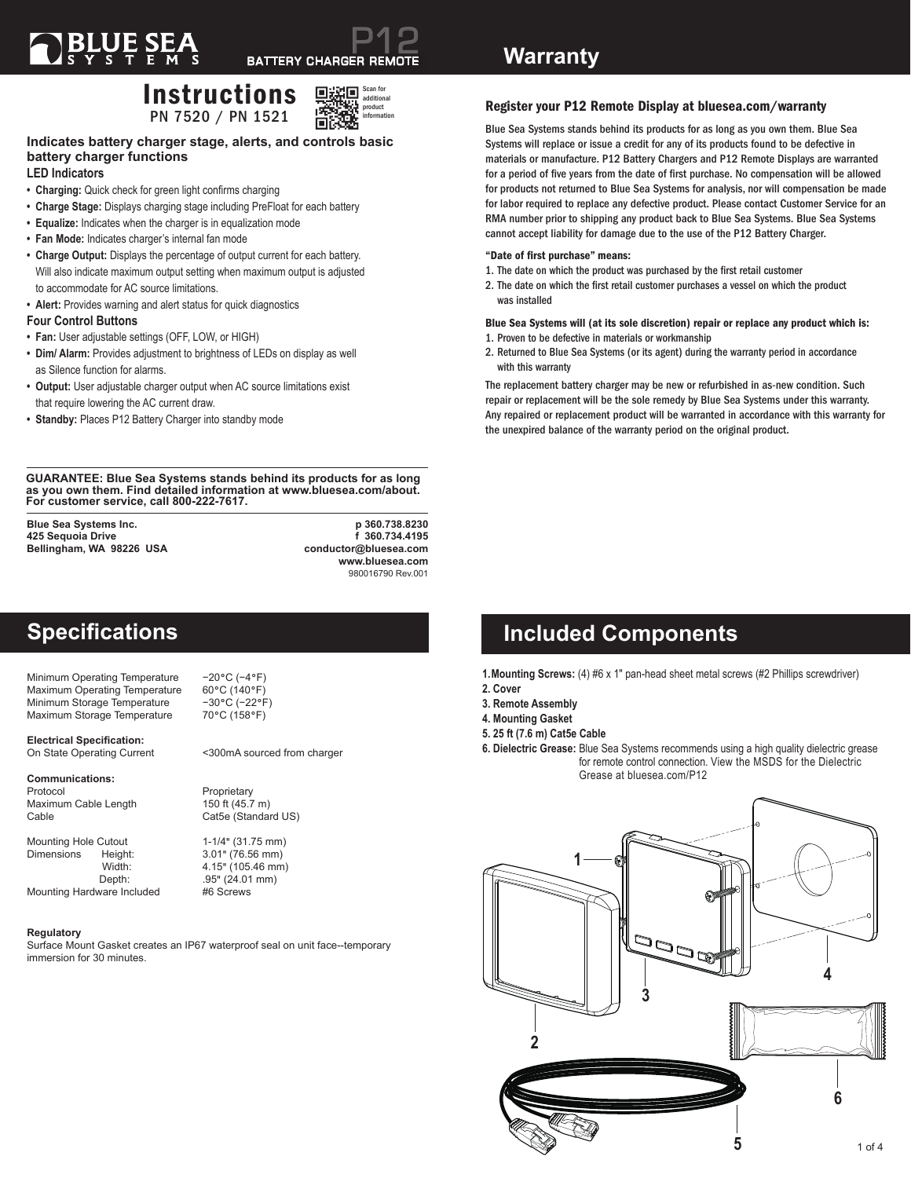# BLUE SEA SYSTEMS

**P12 BATTERY CHARGER REMOTE**

# Instructions

PN 7520 / PN 1521

Scan for additional product information

**Indicates battery charger stage, alerts, and controls basic battery charger functions**

### LED Indicators

- **Charging:** Quick check for green light confirms charging
- **Charge Stage:** Displays charging stage including PreFloat for each battery
- **Equalize:** Indicates when the charger is in equalization mode
- **Fan Mode:** Indicates charger's internal fan mode
- **Charge Output:** Displays the percentage of output current for each battery. Will also indicate maximum output setting when maximum output is adjusted to accommodate for AC source limitations.
- **Alert:** Provides warning and alert status for quick diagnostics

### Four Control Buttons

- **Fan:** User adjustable settings (OFF, LOW, or HIGH)
- **Dim/ Alarm:** Provides adjustment to brightness of LEDs on display as well as Silence function for alarms.
- **Output:** User adjustable charger output when AC source limitations exist that require lowering the AC current draw.
- **Standby:** Places P12 Battery Charger into standby mode

**GUARANTEE: Blue Sea Systems stands behind its products for as long as you own them. Find detailed information at www.bluesea.com/about. For customer service, call 800-222-7617.**

**Blue Sea Systems Inc.**
**425 Sequoia Drive**
**Bellingham, WA 98226 USA**

**p 360.738.8230**
**f 360.734.4195**
**conductor@bluesea.com**
**www.bluesea.com**
980016790 Rev.001

## Warranty

### Register your P12 Remote Display at bluesea.com/warranty

Blue Sea Systems stands behind its products for as long as you own them. Blue Sea Systems will replace or issue a credit for any of its products found to be defective in materials or manufacture. P12 Battery Chargers and P12 Remote Displays are warranted for a period of five years from the date of first purchase. No compensation will be allowed for products not returned to Blue Sea Systems for analysis, nor will compensation be made for labor required to replace any defective product. Please contact Customer Service for an RMA number prior to shipping any product back to Blue Sea Systems. Blue Sea Systems cannot accept liability for damage due to the use of the P12 Battery Charger.

**"Date of first purchase" means:**

1. The date on which the product was purchased by the first retail customer
2. The date on which the first retail customer purchases a vessel on which the product was installed

**Blue Sea Systems will (at its sole discretion) repair or replace any product which is:**

1. Proven to be defective in materials or workmanship
2. Returned to Blue Sea Systems (or its agent) during the warranty period in accordance with this warranty

The replacement battery charger may be new or refurbished in as-new condition. Such repair or replacement will be the sole remedy by Blue Sea Systems under this warranty. Any repaired or replacement product will be warranted in accordance with this warranty for the unexpired balance of the warranty period on the original product.

## Specifications

| | |
|---|---|
| Minimum Operating Temperature | −20°C (−4°F) |
| Maximum Operating Temperature | 60°C (140°F) |
| Minimum Storage Temperature | −30°C (−22°F) |
| Maximum Storage Temperature | 70°C (158°F) |
| **Electrical Specification:** | |
| On State Operating Current | <300mA sourced from charger |
| **Communications:** | |
| Protocol | Proprietary |
| Maximum Cable Length | 150 ft (45.7 m) |
| Cable | Cat5e (Standard US) |
| Mounting Hole Cutout | 1-1/4" (31.75 mm) |
| Dimensions Height: | 3.01" (76.56 mm) |
| Width: | 4.15" (105.46 mm) |
| Depth: | .95" (24.01 mm) |
| Mounting Hardware Included | #6 Screws |

**Regulatory**
Surface Mount Gasket creates an IP67 waterproof seal on unit face--temporary immersion for 30 minutes.

## Included Components

1. **Mounting Screws:** (4) #6 x 1" pan-head sheet metal screws (#2 Phillips screwdriver)
2. **Cover**
3. **Remote Assembly**
4. **Mounting Gasket**
5. **25 ft (7.6 m) Cat5e Cable**
6. **Dielectric Grease:** Blue Sea Systems recommends using a high quality dielectric grease for remote control connection. View the MSDS for the Dielectric Grease at bluesea.com/P12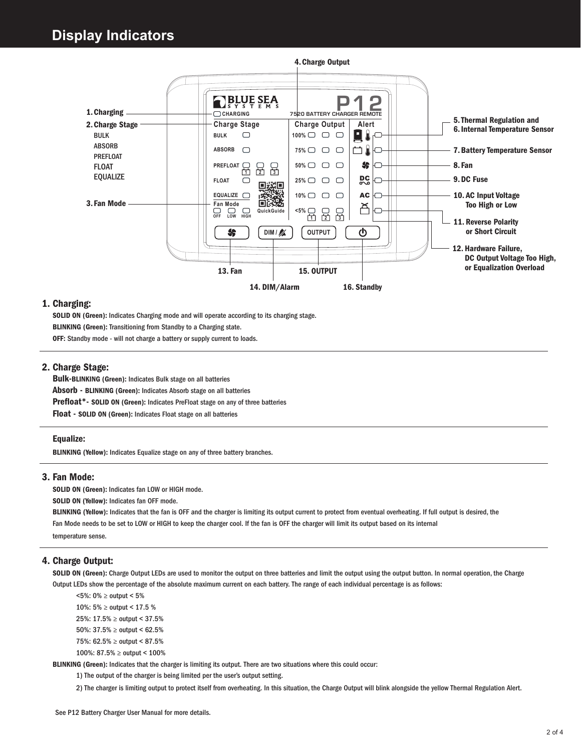# Display Indicators

1. Charging
2. Charge Stage
   - BULK
   - ABSORB
   - PREFLOAT
   - FLOAT
   - EQUALIZE
3. Fan Mode
4. Charge Output
5. Thermal Regulation and
6. Internal Temperature Sensor
7. Battery Temperature Sensor
8. Fan
9. DC Fuse
10. AC Input Voltage Too High or Low
11. Reverse Polarity or Short Circuit
12. Hardware Failure, DC Output Voltage Too High, or Equalization Overload
13. Fan
14. DIM/Alarm
15. OUTPUT
16. Standby

## 1. Charging:

**SOLID ON (Green):** Indicates Charging mode and will operate according to its charging stage.

**BLINKING (Green):** Transitioning from Standby to a Charging state.

**OFF:** Standby mode - will not charge a battery or supply current to loads.

---

## 2. Charge Stage:

**Bulk-BLINKING (Green):** Indicates Bulk stage on all batteries

**Absorb - BLINKING (Green):** Indicates Absorb stage on all batteries

**Prefloat*- SOLID ON (Green):** Indicates PreFloat stage on any of three batteries

**Float - SOLID ON (Green):** Indicates Float stage on all batteries

---

**Equalize:**

**BLINKING (Yellow):** Indicates Equalize stage on any of three battery branches.

---

## 3. Fan Mode:

**SOLID ON (Green):** Indicates fan LOW or HIGH mode.

**SOLID ON (Yellow):** Indicates fan OFF mode.

**BLINKING (Yellow):** Indicates that the fan is OFF and the charger is limiting its output current to protect from eventual overheating. If full output is desired, the Fan Mode needs to be set to LOW or HIGH to keep the charger cool. If the fan is OFF the charger will limit its output based on its internal temperature sense.

---

## 4. Charge Output:

**SOLID ON (Green):** Charge Output LEDs are used to monitor the output on three batteries and limit the output using the output button. In normal operation, the Charge Output LEDs show the percentage of the absolute maximum current on each battery. The range of each individual percentage is as follows:

- <5%: 0% ≥ output < 5%
- 10%: 5% ≥ output < 17.5 %
- 25%: 17.5% ≥ output < 37.5%
- 50%: 37.5% ≥ output < 62.5%
- 75%: 62.5% ≥ output < 87.5%
- 100%: 87.5% ≥ output < 100%

**BLINKING (Green):** Indicates that the charger is limiting its output. There are two situations where this could occur:

1) The output of the charger is being limited per the user's output setting.

2) The charger is limiting output to protect itself from overheating. In this situation, the Charge Output will blink alongside the yellow Thermal Regulation Alert.

See P12 Battery Charger User Manual for more details.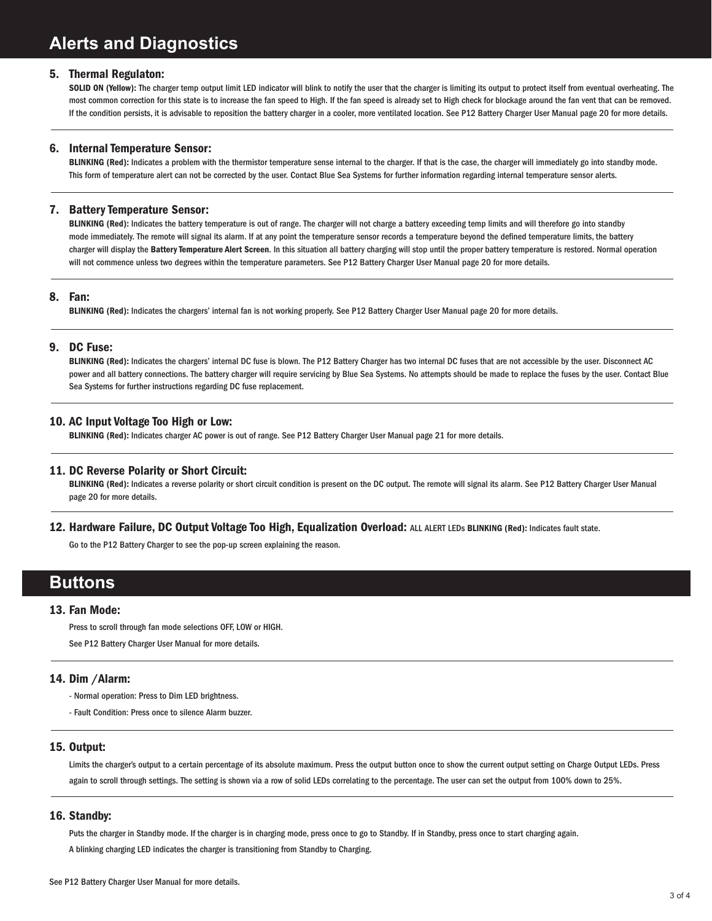## Alerts and Diagnostics

**5. Thermal Regulaton:**

**SOLID ON (Yellow):** The charger temp output limit LED indicator will blink to notify the user that the charger is limiting its output to protect itself from eventual overheating. The most common correction for this state is to increase the fan speed to High. If the fan speed is already set to High check for blockage around the fan vent that can be removed. If the condition persists, it is advisable to reposition the battery charger in a cooler, more ventilated location. See P12 Battery Charger User Manual page 20 for more details.

---

**6. Internal Temperature Sensor:**

**BLINKING (Red):** Indicates a problem with the thermistor temperature sense internal to the charger. If that is the case, the charger will immediately go into standby mode. This form of temperature alert can not be corrected by the user. Contact Blue Sea Systems for further information regarding internal temperature sensor alerts.

---

**7. Battery Temperature Sensor:**

**BLINKING (Red):** Indicates the battery temperature is out of range. The charger will not charge a battery exceeding temp limits and will therefore go into standby mode immediately. The remote will signal its alarm. If at any point the temperature sensor records a temperature beyond the defined temperature limits, the battery charger will display the **Battery Temperature Alert Screen**. In this situation all battery charging will stop until the proper battery temperature is restored. Normal operation will not commence unless two degrees within the temperature parameters. See P12 Battery Charger User Manual page 20 for more details.

---

**8. Fan:**

**BLINKING (Red):** Indicates the chargers' internal fan is not working properly. See P12 Battery Charger User Manual page 20 for more details.

---

**9. DC Fuse:**

**BLINKING (Red):** Indicates the chargers' internal DC fuse is blown. The P12 Battery Charger has two internal DC fuses that are not accessible by the user. Disconnect AC power and all battery connections. The battery charger will require servicing by Blue Sea Systems. No attempts should be made to replace the fuses by the user. Contact Blue Sea Systems for further instructions regarding DC fuse replacement.

---

**10. AC Input Voltage Too High or Low:**

**BLINKING (Red):** Indicates charger AC power is out of range. See P12 Battery Charger User Manual page 21 for more details.

---

**11. DC Reverse Polarity or Short Circuit:**

**BLINKING (Red):** Indicates a reverse polarity or short circuit condition is present on the DC output. The remote will signal its alarm. See P12 Battery Charger User Manual page 20 for more details.

---

**12. Hardware Failure, DC Output Voltage Too High, Equalization Overload:** ALL ALERT LEDs **BLINKING (Red):** Indicates fault state.

Go to the P12 Battery Charger to see the pop-up screen explaining the reason.

## Buttons

**13. Fan Mode:**

Press to scroll through fan mode selections OFF, LOW or HIGH.

See P12 Battery Charger User Manual for more details.

---

**14. Dim /Alarm:**

- Normal operation: Press to Dim LED brightness.
- Fault Condition: Press once to silence Alarm buzzer.

---

**15. Output:**

Limits the charger's output to a certain percentage of its absolute maximum. Press the output button once to show the current output setting on Charge Output LEDs. Press again to scroll through settings. The setting is shown via a row of solid LEDs correlating to the percentage. The user can set the output from 100% down to 25%.

---

**16. Standby:**

Puts the charger in Standby mode. If the charger is in charging mode, press once to go to Standby. If in Standby, press once to start charging again.

A blinking charging LED indicates the charger is transitioning from Standby to Charging.

See P12 Battery Charger User Manual for more details.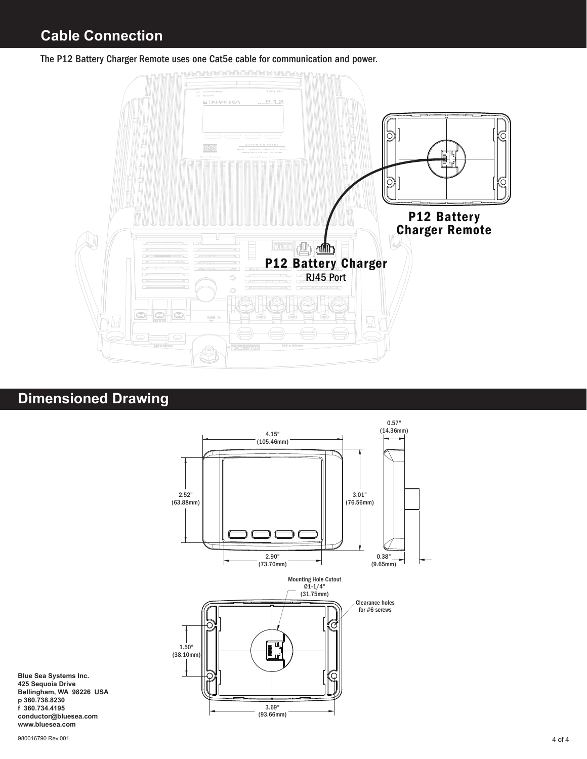## Cable Connection

The P12 Battery Charger Remote uses one Cat5e cable for communication and power.

P12 Battery Charger Remote

P12 Battery Charger

RJ45 Port

## Dimensioned Drawing

4.15"
(105.46mm)

0.57"
(14.36mm)

2.52"
(63.88mm)

3.01"
(76.56mm)

2.90"
(73.70mm)

0.38"
(9.65mm)

Mounting Hole Cutout
Ø1-1/4"
(31.75mm)

Clearance holes
for #6 screws

1.50"
(38.10mm)

3.69"
(93.66mm)

**Blue Sea Systems Inc.**
**425 Sequoia Drive**
**Bellingham, WA 98226 USA**
**p 360.738.8230**
**f 360.734.4195**
**conductor@bluesea.com**
**www.bluesea.com**

980016790 Rev.001